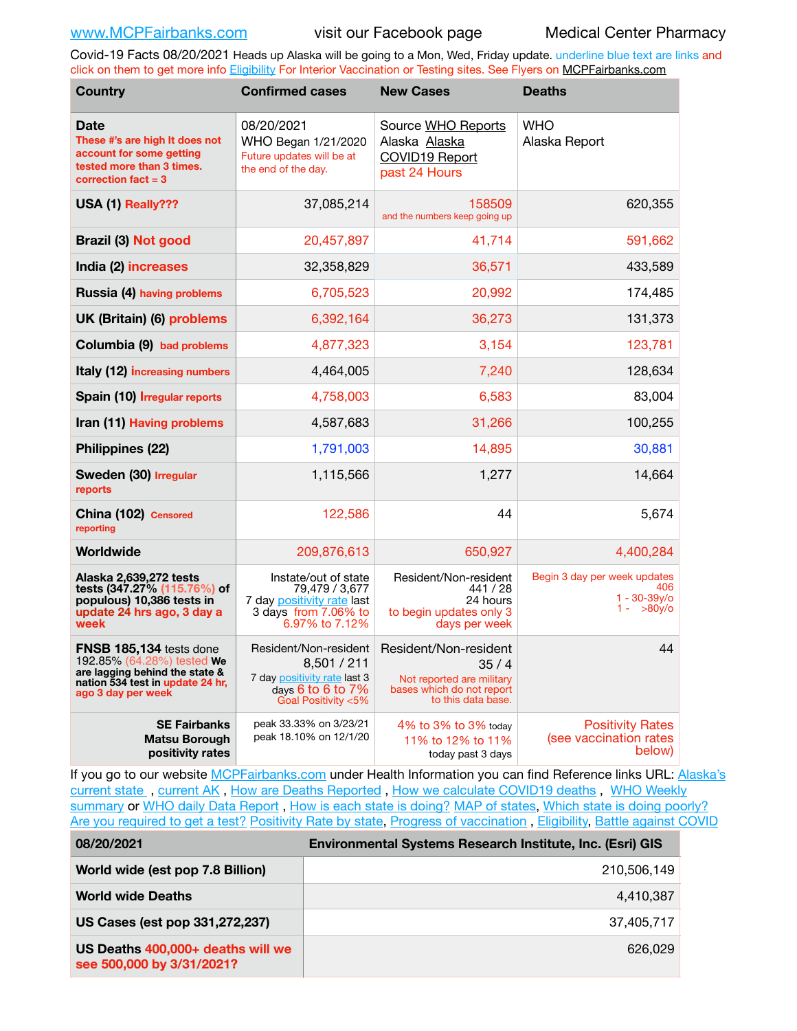www.MCPFairbanks.com visit our Facebook page Medical Center Pharmacy

Covid-19 Facts 08/20/2021 Heads up Alaska will be going to a Mon, Wed, Friday update. underline blue text are links and click on them to get more info Eligibility For Interior Vaccination or Testing sites. See Flyers on MCPFairbanks.com

| Country | Confirmed cases | New Cases | Deaths |
|---|---|---|---|
| **Date** These #'s are high It does not account for some getting tested more than 3 times. correction fact = 3 | 08/20/2021 WHO Began 1/21/2020 Future updates will be at the end of the day. | Source WHO Reports Alaska Alaska COVID19 Report past 24 Hours | WHO Alaska Report |
| **USA (1)** Really??? | 37,085,214 | 158509 and the numbers keep going up | 620,355 |
| **Brazil (3)** Not good | 20,457,897 | 41,714 | 591,662 |
| **India (2)** increases | 32,358,829 | 36,571 | 433,589 |
| **Russia (4)** having problems | 6,705,523 | 20,992 | 174,485 |
| **UK (Britain) (6)** problems | 6,392,164 | 36,273 | 131,373 |
| **Columbia (9)** bad problems | 4,877,323 | 3,154 | 123,781 |
| **Italy (12)** increasing numbers | 4,464,005 | 7,240 | 128,634 |
| **Spain (10)** Irregular reports | 4,758,003 | 6,583 | 83,004 |
| **Iran (11)** Having problems | 4,587,683 | 31,266 | 100,255 |
| **Philippines (22)** | 1,791,003 | 14,895 | 30,881 |
| **Sweden (30)** Irregular reports | 1,115,566 | 1,277 | 14,664 |
| **China (102)** Censored reporting | 122,586 | 44 | 5,674 |
| **Worldwide** | 209,876,613 | 650,927 | 4,400,284 |
| **Alaska 2,639,272 tests tests (347.27% (115.76%) of populous) 10,386 tests in update 24 hrs ago, 3 day a week** | Instate/out of state 79,479 / 3,677 7 day positivity rate last 3 days from 7.06% to 6.97% to 7.12% | Resident/Non-resident 441 / 28 24 hours to begin updates only 3 days per week | Begin 3 day per week updates 406 1 - 30-39y/o 1 - >80y/o |
| **FNSB 185,134** tests done 192.85% (64.28%) tested **We are lagging behind the state & nation 534 test in update 24 hr, ago 3 day per week** | Resident/Non-resident 8,501 / 211 7 day positivity rate last 3 days 6 to 6 to 7% Goal Positivity <5% | Resident/Non-resident 35 / 4 Not reported are military bases which do not report to this data base. | 44 |
| **SE Fairbanks Matsu Borough positivity rates** | peak 33.33% on 3/23/21 peak 18.10% on 12/1/20 | 4% to 3% to 3% today 11% to 12% to 11% today past 3 days | Positivity Rates (see vaccination rates below) |

If you go to our website MCPFairbanks.com under Health Information you can find Reference links URL: Alaska's current state , current AK , How are Deaths Reported , How we calculate COVID19 deaths , WHO Weekly summary or WHO daily Data Report , How is each state is doing? MAP of states, Which state is doing poorly? Are you required to get a test? Positivity Rate by state, Progress of vaccination , Eligibility, Battle against COVID

| 08/20/2021 | Environmental Systems Research Institute, Inc. (Esri) GIS |
|---|---|
| **World wide (est pop 7.8 Billion)** | 210,506,149 |
| **World wide Deaths** | 4,410,387 |
| **US Cases (est pop 331,272,237)** | 37,405,717 |
| **US Deaths** 400,000+ deaths will we see 500,000 by 3/31/2021? | 626,029 |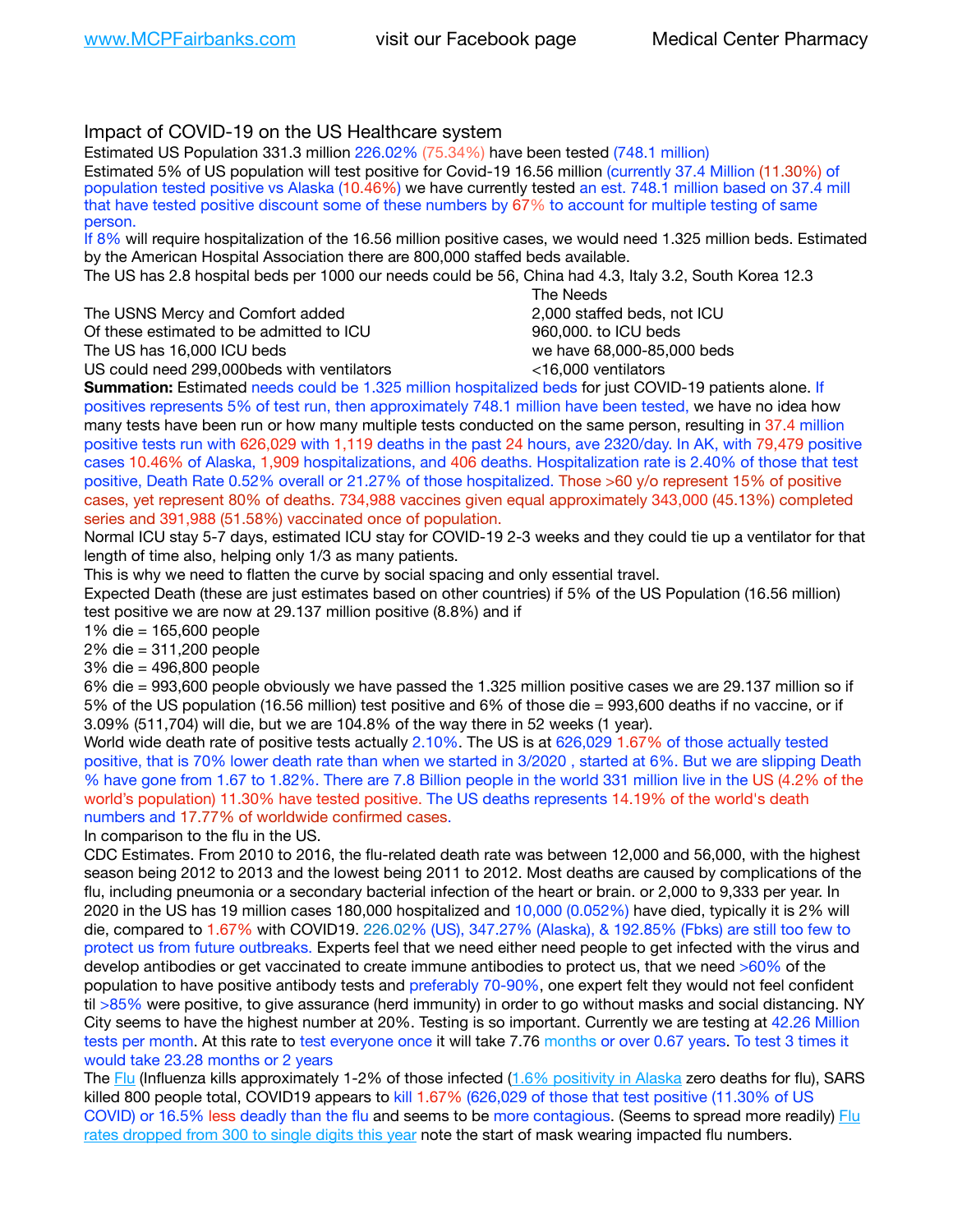Impact of COVID-19 on the US Healthcare system

Estimated US Population 331.3 million 226.02% (75.34%) have been tested (748.1 million)

Estimated 5% of US population will test positive for Covid-19 16.56 million (currently 37.4 Million (11.30%) of population tested positive vs Alaska (10.46%) we have currently tested an est. 748.1 million based on 37.4 mill that have tested positive discount some of these numbers by 67% to account for multiple testing of same person.

If 8% will require hospitalization of the 16.56 million positive cases, we would need 1.325 million beds. Estimated by the American Hospital Association there are 800,000 staffed beds available.

The US has 2.8 hospital beds per 1000 our needs could be 56, China had 4.3, Italy 3.2, South Korea 12.3

| | The Needs |
|---|---|
| The USNS Mercy and Comfort added | 2,000 staffed beds, not ICU |
| Of these estimated to be admitted to ICU | 960,000. to ICU beds |
| The US has 16,000 ICU beds | we have 68,000-85,000 beds |
| US could need 299,000beds with ventilators | <16,000 ventilators |

**Summation:** Estimated needs could be 1.325 million hospitalized beds for just COVID-19 patients alone. If positives represents 5% of test run, then approximately 748.1 million have been tested, we have no idea how many tests have been run or how many multiple tests conducted on the same person, resulting in 37.4 million positive tests run with 626,029 with 1,119 deaths in the past 24 hours, ave 2320/day. In AK, with 79,479 positive cases 10.46% of Alaska, 1,909 hospitalizations, and 406 deaths. Hospitalization rate is 2.40% of those that test positive, Death Rate 0.52% overall or 21.27% of those hospitalized. Those >60 y/o represent 15% of positive cases, yet represent 80% of deaths. 734,988 vaccines given equal approximately 343,000 (45.13%) completed series and 391,988 (51.58%) vaccinated once of population.

Normal ICU stay 5-7 days, estimated ICU stay for COVID-19 2-3 weeks and they could tie up a ventilator for that length of time also, helping only 1/3 as many patients.

This is why we need to flatten the curve by social spacing and only essential travel.

Expected Death (these are just estimates based on other countries) if 5% of the US Population (16.56 million) test positive we are now at 29.137 million positive (8.8%) and if

1% die = 165,600 people

2% die = 311,200 people

3% die = 496,800 people

6% die = 993,600 people obviously we have passed the 1.325 million positive cases we are 29.137 million so if 5% of the US population (16.56 million) test positive and 6% of those die = 993,600 deaths if no vaccine, or if 3.09% (511,704) will die, but we are 104.8% of the way there in 52 weeks (1 year).

World wide death rate of positive tests actually 2.10%. The US is at 626,029 1.67% of those actually tested positive, that is 70% lower death rate than when we started in 3/2020 , started at 6%. But we are slipping Death % have gone from 1.67 to 1.82%. There are 7.8 Billion people in the world 331 million live in the US (4.2% of the world's population) 11.30% have tested positive. The US deaths represents 14.19% of the world's death numbers and 17.77% of worldwide confirmed cases.

In comparison to the flu in the US.

CDC Estimates. From 2010 to 2016, the flu-related death rate was between 12,000 and 56,000, with the highest season being 2012 to 2013 and the lowest being 2011 to 2012. Most deaths are caused by complications of the flu, including pneumonia or a secondary bacterial infection of the heart or brain. or 2,000 to 9,333 per year. In 2020 in the US has 19 million cases 180,000 hospitalized and 10,000 (0.052%) have died, typically it is 2% will die, compared to 1.67% with COVID19. 226.02% (US), 347.27% (Alaska), & 192.85% (Fbks) are still too few to protect us from future outbreaks. Experts feel that we need either need people to get infected with the virus and develop antibodies or get vaccinated to create immune antibodies to protect us, that we need >60% of the population to have positive antibody tests and preferably 70-90%, one expert felt they would not feel confident til >85% were positive, to give assurance (herd immunity) in order to go without masks and social distancing. NY City seems to have the highest number at 20%. Testing is so important. Currently we are testing at 42.26 Million tests per month. At this rate to test everyone once it will take 7.76 months or over 0.67 years. To test 3 times it would take 23.28 months or 2 years

The Flu (Influenza kills approximately 1-2% of those infected (1.6% positivity in Alaska zero deaths for flu), SARS killed 800 people total, COVID19 appears to kill 1.67% (626,029 of those that test positive (11.30% of US COVID) or 16.5% less deadly than the flu and seems to be more contagious. (Seems to spread more readily) Flu rates dropped from 300 to single digits this year note the start of mask wearing impacted flu numbers.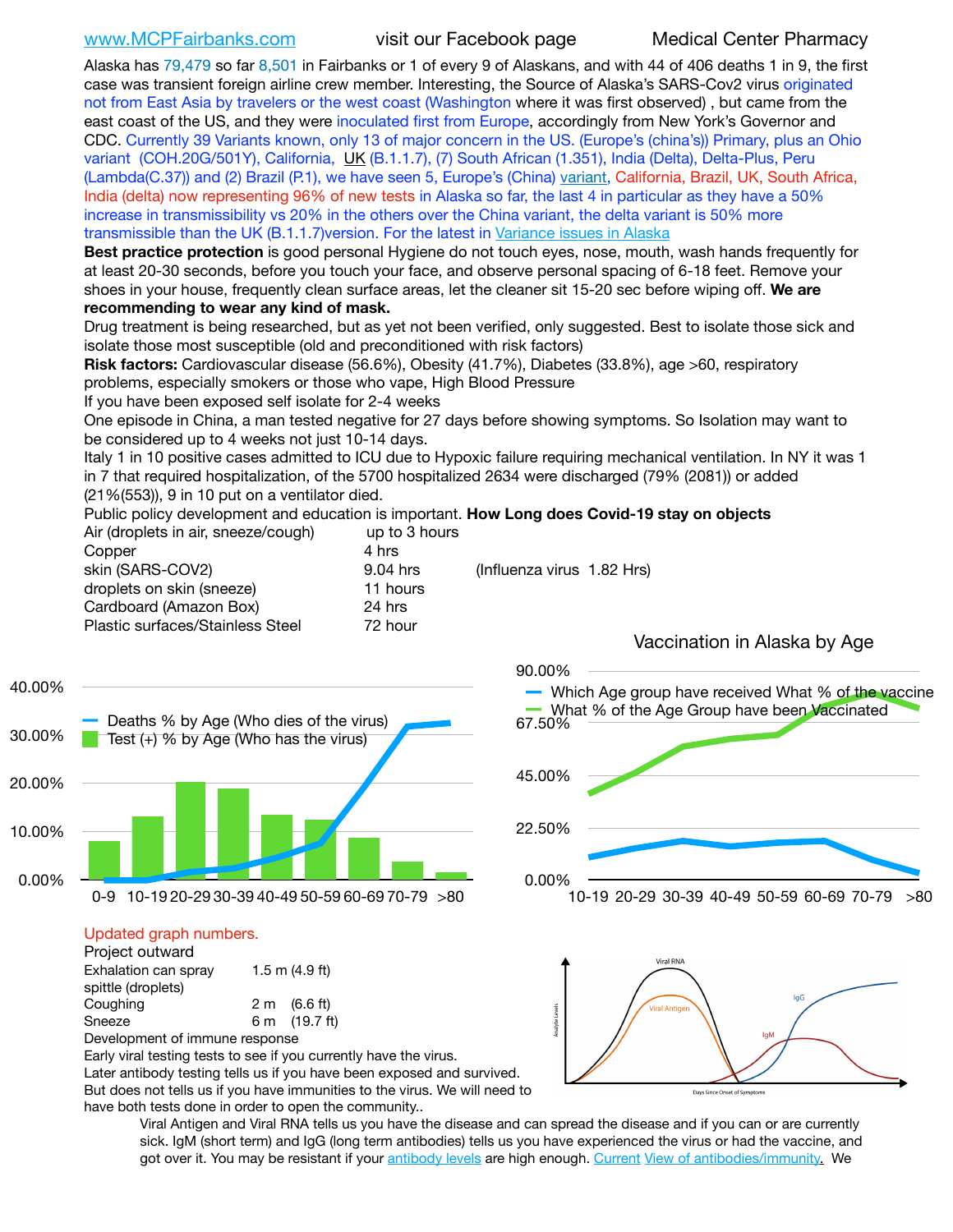www.MCPFairbanks.com visit our Facebook page Medical Center Pharmacy

Alaska has 79,479 so far 8,501 in Fairbanks or 1 of every 9 of Alaskans, and with 44 of 406 deaths 1 in 9, the first case was transient foreign airline crew member. Interesting, the Source of Alaska's SARS-Cov2 virus originated not from East Asia by travelers or the west coast (Washington where it was first observed) , but came from the east coast of the US, and they were inoculated first from Europe, accordingly from New York's Governor and CDC. Currently 39 Variants known, only 13 of major concern in the US. (Europe's (china's)) Primary, plus an Ohio variant (COH.20G/501Y), California, UK (B.1.1.7), (7) South African (1.351), India (Delta), Delta-Plus, Peru (Lambda(C.37)) and (2) Brazil (P.1), we have seen 5, Europe's (China) variant, California, Brazil, UK, South Africa, India (delta) now representing 96% of new tests in Alaska so far, the last 4 in particular as they have a 50% increase in transmissibility vs 20% in the others over the China variant, the delta variant is 50% more transmissible than the UK (B.1.1.7)version. For the latest in Variance issues in Alaska

**Best practice protection** is good personal Hygiene do not touch eyes, nose, mouth, wash hands frequently for at least 20-30 seconds, before you touch your face, and observe personal spacing of 6-18 feet. Remove your shoes in your house, frequently clean surface areas, let the cleaner sit 15-20 sec before wiping off. **We are recommending to wear any kind of mask.**

Drug treatment is being researched, but as yet not been verified, only suggested. Best to isolate those sick and isolate those most susceptible (old and preconditioned with risk factors)

**Risk factors:** Cardiovascular disease (56.6%), Obesity (41.7%), Diabetes (33.8%), age >60, respiratory problems, especially smokers or those who vape, High Blood Pressure

If you have been exposed self isolate for 2-4 weeks

One episode in China, a man tested negative for 27 days before showing symptoms. So Isolation may want to be considered up to 4 weeks not just 10-14 days.

Italy 1 in 10 positive cases admitted to ICU due to Hypoxic failure requiring mechanical ventilation. In NY it was 1 in 7 that required hospitalization, of the 5700 hospitalized 2634 were discharged (79% (2081)) or added (21%(553)), 9 in 10 put on a ventilator died.

Public policy development and education is important. **How Long does Covid-19 stay on objects**

| | | |
|---|---|---|
| Air (droplets in air, sneeze/cough) | up to 3 hours | |
| Copper | 4 hrs | |
| skin (SARS-COV2) | 9.04 hrs | (Influenza virus 1.82 Hrs) |
| droplets on skin (sneeze) | 11 hours | |
| Cardboard (Amazon Box) | 24 hrs | |
| Plastic surfaces/Stainless Steel | 72 hour | |

Updated graph numbers.

Project outward

| | |
|---|---|
| Exhalation can spray spittle (droplets) | 1.5 m (4.9 ft) |
| Coughing | 2 m (6.6 ft) |
| Sneeze | 6 m (19.7 ft) |

Development of immune response

Early viral testing tests to see if you currently have the virus.

Later antibody testing tells us if you have been exposed and survived. But does not tells us if you have immunities to the virus. We will need to have both tests done in order to open the community..

Viral Antigen and Viral RNA tells us you have the disease and can spread the disease and if you can or are currently sick. IgM (short term) and IgG (long term antibodies) tells us you have experienced the virus or had the vaccine, and got over it. You may be resistant if your antibody levels are high enough. Current View of antibodies/immunity. We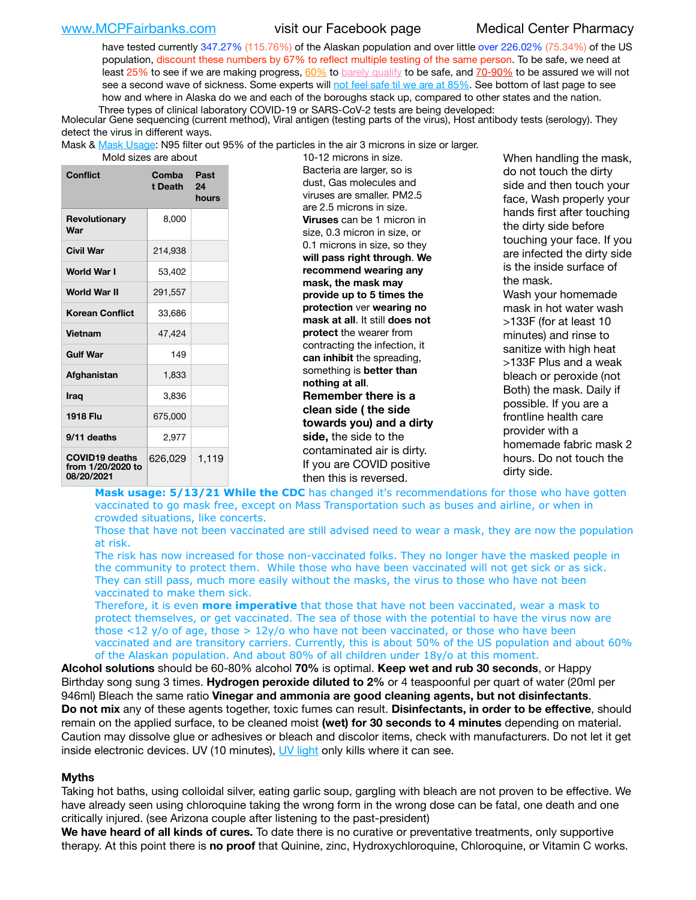have tested currently 347.27% (115.76%) of the Alaskan population and over little over 226.02% (75.34%) of the US population, discount these numbers by 67% to reflect multiple testing of the same person. To be safe, we need at least 25% to see if we are making progress, 60% to barely qualify to be safe, and 70-90% to be assured we will not see a second wave of sickness. Some experts will not feel safe til we are at 85%. See bottom of last page to see how and where in Alaska do we and each of the boroughs stack up, compared to other states and the nation.

Three types of clinical laboratory COVID-19 or SARS-CoV-2 tests are being developed:
Molecular Gene sequencing (current method), Viral antigen (testing parts of the virus), Host antibody tests (serology). They detect the virus in different ways.

Mask & Mask Usage: N95 filter out 95% of the particles in the air 3 microns in size or larger.

Mold sizes are about 10-12 microns in size. Bacteria are larger, so is dust, Gas molecules and viruses are smaller. PM2.5 are 2.5 microns in size. **Viruses** can be 1 micron in size, 0.3 micron in size, or 0.1 microns in size, so they **will pass right through**. **We recommend wearing any mask, the mask may provide up to 5 times the protection** ver **wearing no mask at all**. It still **does not protect** the wearer from contracting the infection, it **can inhibit** the spreading, something is **better than nothing at all**.

**Remember there is a clean side ( the side towards you) and a dirty side,** the side to the contaminated air is dirty. If you are COVID positive then this is reversed.

When handling the mask, do not touch the dirty side and then touch your face, Wash properly your hands first after touching the dirty side before touching your face. If you are infected the dirty side is the inside surface of the mask. Wash your homemade mask in hot water wash >133F (for at least 10 minutes) and rinse to sanitize with high heat >133F Plus and a weak bleach or peroxide (not Both) the mask. Daily if possible. If you are a frontline health care provider with a homemade fabric mask 2 hours. Do not touch the dirty side.

| Conflict | Combat Death | Past 24 hours |
|---|---|---|
| Revolutionary War | 8,000 | |
| Civil War | 214,938 | |
| World War I | 53,402 | |
| World War II | 291,557 | |
| Korean Conflict | 33,686 | |
| Vietnam | 47,424 | |
| Gulf War | 149 | |
| Afghanistan | 1,833 | |
| Iraq | 3,836 | |
| 1918 Flu | 675,000 | |
| 9/11 deaths | 2,977 | |
| COVID19 deaths from 1/20/2020 to 08/20/2021 | 626,029 | 1,119 |

**Mask usage: 5/13/21 While the CDC** has changed it's recommendations for those who have gotten vaccinated to go mask free, except on Mass Transportation such as buses and airline, or when in crowded situations, like concerts.

Those that have not been vaccinated are still advised need to wear a mask, they are now the population at risk.

The risk has now increased for those non-vaccinated folks. They no longer have the masked people in the community to protect them. While those who have been vaccinated will not get sick or as sick. They can still pass, much more easily without the masks, the virus to those who have not been vaccinated to make them sick.

Therefore, it is even **more imperative** that those that have not been vaccinated, wear a mask to protect themselves, or get vaccinated. The sea of those with the potential to have the virus now are those <12 y/o of age, those > 12y/o who have not been vaccinated, or those who have been vaccinated and are transitory carriers. Currently, this is about 50% of the US population and about 60% of the Alaskan population. And about 80% of all children under 18y/o at this moment.

**Alcohol solutions** should be 60-80% alcohol **70%** is optimal. **Keep wet and rub 30 seconds**, or Happy Birthday song sung 3 times. **Hydrogen peroxide diluted to 2%** or 4 teaspoonful per quart of water (20ml per 946ml) Bleach the same ratio **Vinegar and ammonia are good cleaning agents, but not disinfectants**.
**Do not mix** any of these agents together, toxic fumes can result. **Disinfectants, in order to be effective**, should remain on the applied surface, to be cleaned moist **(wet) for 30 seconds to 4 minutes** depending on material. Caution may dissolve glue or adhesives or bleach and discolor items, check with manufacturers. Do not let it get inside electronic devices. UV (10 minutes), UV light only kills where it can see.

## Myths

Taking hot baths, using colloidal silver, eating garlic soup, gargling with bleach are not proven to be effective. We have already seen using chloroquine taking the wrong form in the wrong dose can be fatal, one death and one critically injured. (see Arizona couple after listening to the past-president)
**We have heard of all kinds of cures.** To date there is no curative or preventative treatments, only supportive therapy. At this point there is **no proof** that Quinine, zinc, Hydroxychloroquine, Chloroquine, or Vitamin C works.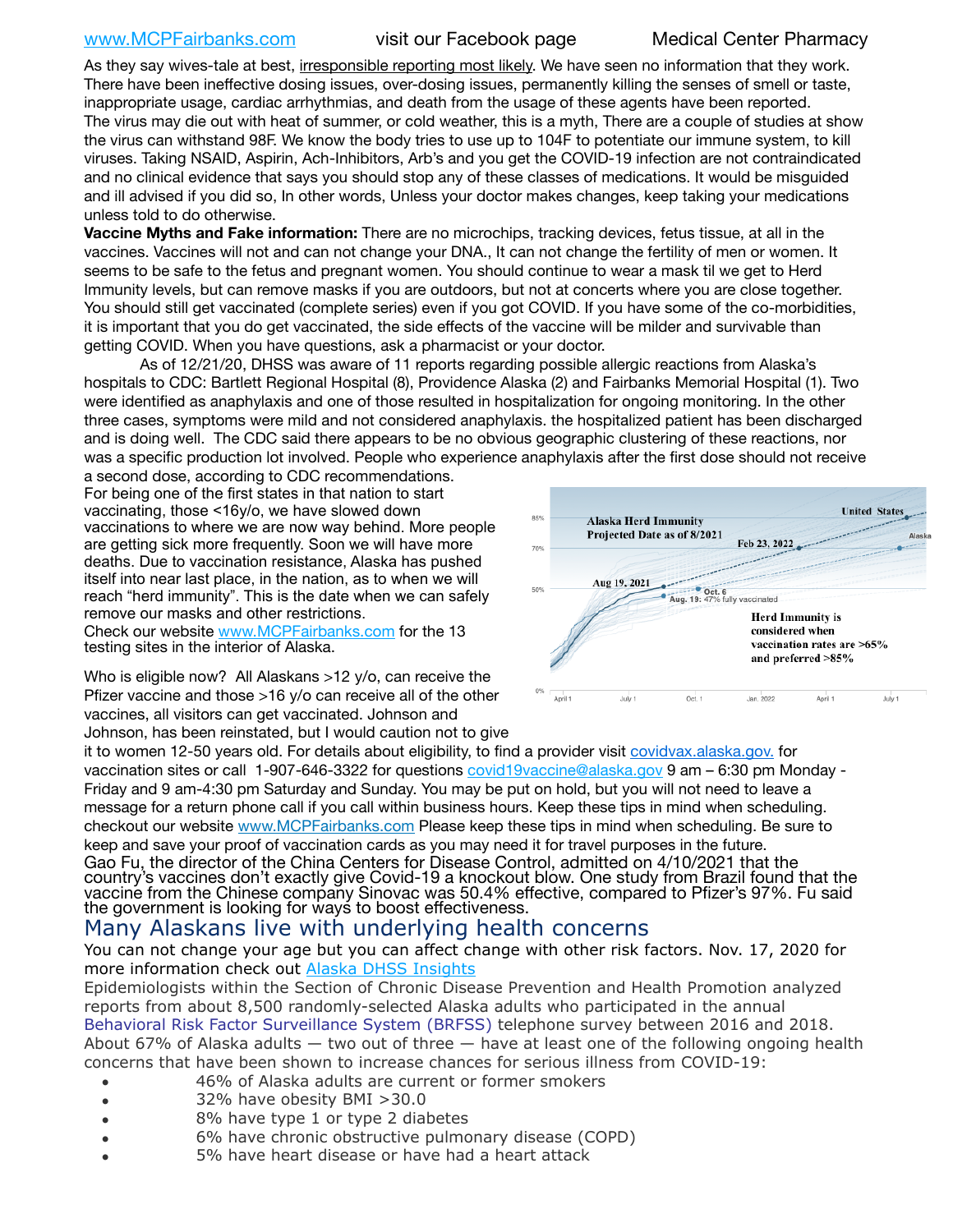www.MCPFairbanks.com visit our Facebook page Medical Center Pharmacy

As they say wives-tale at best, irresponsible reporting most likely. We have seen no information that they work. There have been ineffective dosing issues, over-dosing issues, permanently killing the senses of smell or taste, inappropriate usage, cardiac arrhythmias, and death from the usage of these agents have been reported. The virus may die out with heat of summer, or cold weather, this is a myth, There are a couple of studies at show the virus can withstand 98F. We know the body tries to use up to 104F to potentiate our immune system, to kill viruses. Taking NSAID, Aspirin, Ach-Inhibitors, Arb's and you get the COVID-19 infection are not contraindicated and no clinical evidence that says you should stop any of these classes of medications. It would be misguided and ill advised if you did so, In other words, Unless your doctor makes changes, keep taking your medications unless told to do otherwise.

**Vaccine Myths and Fake information:** There are no microchips, tracking devices, fetus tissue, at all in the vaccines. Vaccines will not and can not change your DNA., It can not change the fertility of men or women. It seems to be safe to the fetus and pregnant women. You should continue to wear a mask til we get to Herd Immunity levels, but can remove masks if you are outdoors, but not at concerts where you are close together. You should still get vaccinated (complete series) even if you got COVID. If you have some of the co-morbidities, it is important that you do get vaccinated, the side effects of the vaccine will be milder and survivable than getting COVID. When you have questions, ask a pharmacist or your doctor.

As of 12/21/20, DHSS was aware of 11 reports regarding possible allergic reactions from Alaska's hospitals to CDC: Bartlett Regional Hospital (8), Providence Alaska (2) and Fairbanks Memorial Hospital (1). Two were identified as anaphylaxis and one of those resulted in hospitalization for ongoing monitoring. In the other three cases, symptoms were mild and not considered anaphylaxis. the hospitalized patient has been discharged and is doing well. The CDC said there appears to be no obvious geographic clustering of these reactions, nor was a specific production lot involved. People who experience anaphylaxis after the first dose should not receive a second dose, according to CDC recommendations.

For being one of the first states in that nation to start vaccinating, those <16y/o, we have slowed down vaccinations to where we are now way behind. More people are getting sick more frequently. Soon we will have more deaths. Due to vaccination resistance, Alaska has pushed itself into near last place, in the nation, as to when we will reach "herd immunity". This is the date when we can safely remove our masks and other restrictions.

Check our website www.MCPFairbanks.com for the 13 testing sites in the interior of Alaska.

Alaska Herd Immunity Projected Date as of 8/2021

Who is eligible now? All Alaskans >12 y/o, can receive the Pfizer vaccine and those >16 y/o can receive all of the other vaccines, all visitors can get vaccinated. Johnson and Johnson, has been reinstated, but I would caution not to give it to women 12-50 years old. For details about eligibility, to find a provider visit covidvax.alaska.gov. for vaccination sites or call 1-907-646-3322 for questions covid19vaccine@alaska.gov 9 am – 6:30 pm Monday - Friday and 9 am-4:30 pm Saturday and Sunday. You may be put on hold, but you will not need to leave a message for a return phone call if you call within business hours. Keep these tips in mind when scheduling. checkout our website www.MCPFairbanks.com Please keep these tips in mind when scheduling. Be sure to keep and save your proof of vaccination cards as you may need it for travel purposes in the future.

Gao Fu, the director of the China Centers for Disease Control, admitted on 4/10/2021 that the country's vaccines don't exactly give Covid-19 a knockout blow. One study from Brazil found that the vaccine from the Chinese company Sinovac was 50.4% effective, compared to Pfizer's 97%. Fu said the government is looking for ways to boost effectiveness.

## Many Alaskans live with underlying health concerns

You can not change your age but you can affect change with other risk factors. Nov. 17, 2020 for more information check out Alaska DHSS Insights

Epidemiologists within the Section of Chronic Disease Prevention and Health Promotion analyzed reports from about 8,500 randomly-selected Alaska adults who participated in the annual Behavioral Risk Factor Surveillance System (BRFSS) telephone survey between 2016 and 2018. About 67% of Alaska adults — two out of three — have at least one of the following ongoing health concerns that have been shown to increase chances for serious illness from COVID-19:

- 46% of Alaska adults are current or former smokers
- 32% have obesity BMI >30.0
- 8% have type 1 or type 2 diabetes
- 6% have chronic obstructive pulmonary disease (COPD)
- 5% have heart disease or have had a heart attack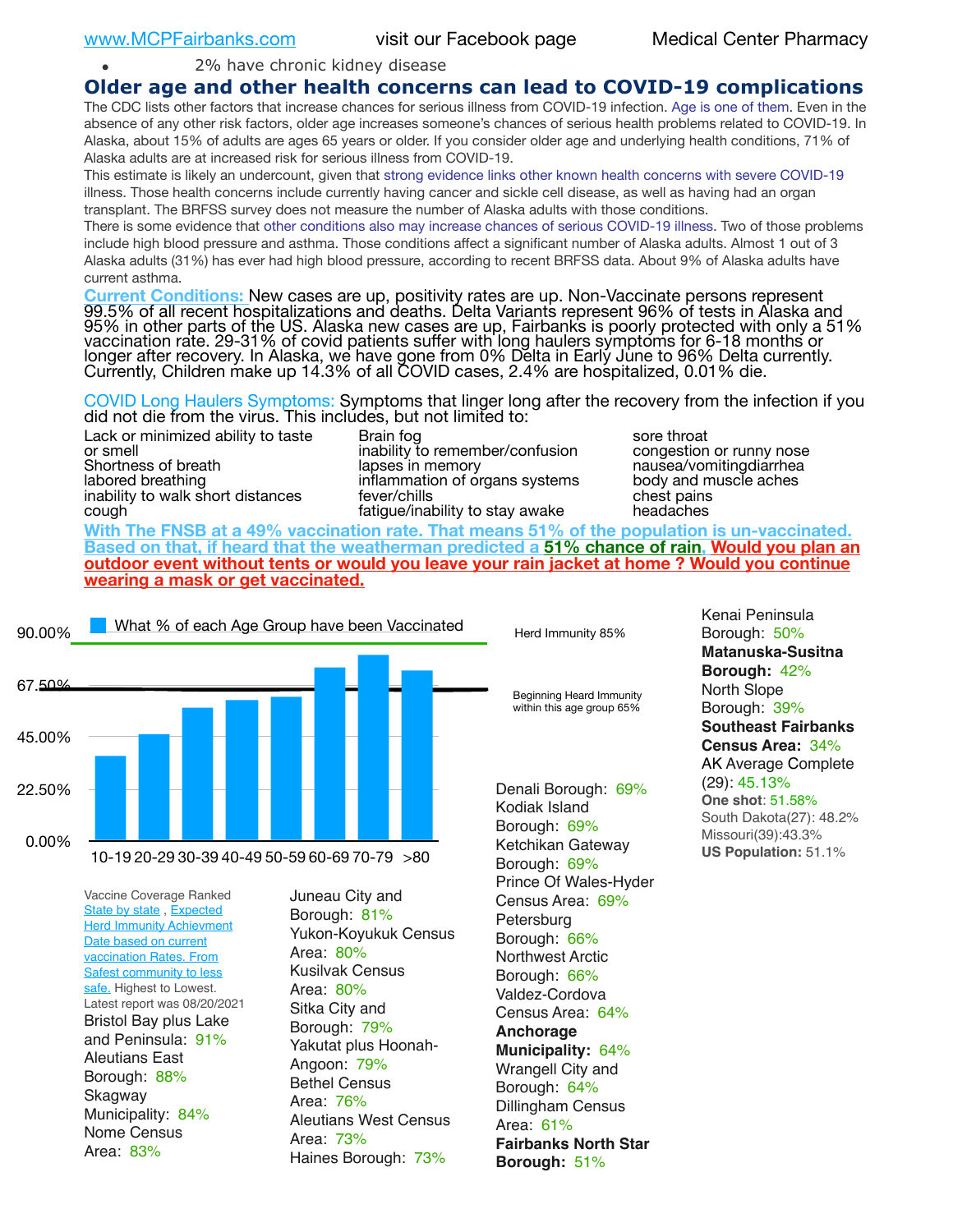www.MCPFairbanks.com visit our Facebook page Medical Center Pharmacy

- 2% have chronic kidney disease

## Older age and other health concerns can lead to COVID-19 complications

The CDC lists other factors that increase chances for serious illness from COVID-19 infection. Age is one of them. Even in the absence of any other risk factors, older age increases someone's chances of serious health problems related to COVID-19. In Alaska, about 15% of adults are ages 65 years or older. If you consider older age and underlying health conditions, 71% of Alaska adults are at increased risk for serious illness from COVID-19.

This estimate is likely an undercount, given that strong evidence links other known health concerns with severe COVID-19 illness. Those health concerns include currently having cancer and sickle cell disease, as well as having had an organ transplant. The BRFSS survey does not measure the number of Alaska adults with those conditions.

There is some evidence that other conditions also may increase chances of serious COVID-19 illness. Two of those problems include high blood pressure and asthma. Those conditions affect a significant number of Alaska adults. Almost 1 out of 3 Alaska adults (31%) has ever had high blood pressure, according to recent BRFSS data. About 9% of Alaska adults have current asthma.

**Current Conditions:** New cases are up, positivity rates are up. Non-Vaccinate persons represent 99.5% of all recent hospitalizations and deaths. Delta Variants represent 96% of tests in Alaska and 95% in other parts of the US. Alaska new cases are up, Fairbanks is poorly protected with only a 51% vaccination rate. 29-31% of covid patients suffer with long haulers symptoms for 6-18 months or longer after recovery. In Alaska, we have gone from 0% Delta in Early June to 96% Delta currently. Currently, Children make up 14.3% of all COVID cases, 2.4% are hospitalized, 0.01% die.

**COVID Long Haulers Symptoms:** Symptoms that linger long after the recovery from the infection if you did not die from the virus. This includes, but not limited to:

- Lack or minimized ability to taste or smell
- Shortness of breath
- labored breathing
- inability to walk short distances
- cough
- Brain fog
- inability to remember/confusion
- lapses in memory
- inflammation of organs systems
- fever/chills
- fatigue/inability to stay awake
- sore throat
- congestion or runny nose
- nausea/vomitingdiarrhea
- body and muscle aches
- chest pains
- headaches

**With The FNSB at a 49% vaccination rate. That means 51% of the population is un-vaccinated. Based on that, if heard that the weatherman predicted a 51% chance of rain, Would you plan an outdoor event without tents or would you leave your rain jacket at home ? Would you continue wearing a mask or get vaccinated.**

What % of each Age Group have been Vaccinated

90.00%
67.50%
45.00%
22.50%
0.00%

10-19 20-29 30-39 40-49 50-59 60-69 70-79 >80

Herd Immunity 85%

Beginning Heard Immunity within this age group 65%

Vaccine Coverage Ranked State by state, Expected Herd Immunity Achievment Date based on current vaccination Rates. From Safest community to less safe. Highest to Lowest. Latest report was 08/20/2021

Bristol Bay plus Lake and Peninsula: 91%
Aleutians East Borough: 88%
Skagway Municipality: 84%
Nome Census Area: 83%
Juneau City and Borough: 81%
Yukon-Koyukuk Census Area: 80%
Kusilvak Census Area: 80%
Sitka City and Borough: 79%
Yakutat plus Hoonah-Angoon: 79%
Bethel Census Area: 76%
Aleutians West Census Area: 73%
Haines Borough: 73%
Denali Borough: 69%
Kodiak Island Borough: 69%
Ketchikan Gateway Borough: 69%
Prince Of Wales-Hyder Census Area: 69%
Petersburg Borough: 66%
Northwest Arctic Borough: 66%
Valdez-Cordova Census Area: 64%
**Anchorage Municipality:** 64%
Wrangell City and Borough: 64%
Dillingham Census Area: 61%
**Fairbanks North Star Borough:** 51%
Kenai Peninsula Borough: 50%
**Matanuska-Susitna Borough:** 42%
North Slope Borough: 39%
**Southeast Fairbanks Census Area:** 34%
AK Average Complete (29): 45.13%
**One shot**: 51.58%
South Dakota(27): 48.2%
Missouri(39):43.3%
**US Population:** 51.1%